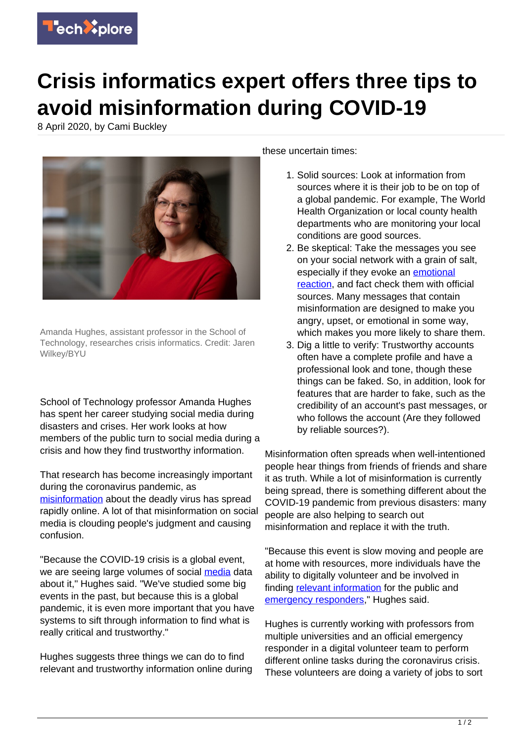# Crisis informatics expert offers three tips to avoid misinformation during COVID-19

8 April 2020, by Cami Buckley

Amanda Hughes, assistant professor in the School of Technology, researches crisis informatics. Credit: Jaren Wilkey/BYU

School of Technology professor Amanda Hughes has spent her career studying social media during disasters and crises. Her work looks at how members of the public turn to social media during a crisis and how they find trustworthy information.

That research has become increasingly important during the coronavirus pandemic, as misinformation about the deadly virus has spread rapidly online. A lot of that misinformation on social media is clouding people's judgment and causing confusion.

"Because the COVID-19 crisis is a global event, we are seeing large volumes of social media data about it," Hughes said. "We've studied some big events in the past, but because this is a global pandemic, it is even more important that you have systems to sift through information to find what is really critical and trustworthy."

Hughes suggests three things we can do to find relevant and trustworthy information online during these uncertain times:

1. Solid sources: Look at information from sources where it is their job to be on top of a global pandemic. For example, The World Health Organization or local county health departments who are monitoring your local conditions are good sources.
2. Be skeptical: Take the messages you see on your social network with a grain of salt, especially if they evoke an emotional reaction, and fact check them with official sources. Many messages that contain misinformation are designed to make you angry, upset, or emotional in some way, which makes you more likely to share them.
3. Dig a little to verify: Trustworthy accounts often have a complete profile and have a professional look and tone, though these things can be faked. So, in addition, look for features that are harder to fake, such as the credibility of an account's past messages, or who follows the account (Are they followed by reliable sources?).

Misinformation often spreads when well-intentioned people hear things from friends of friends and share it as truth. While a lot of misinformation is currently being spread, there is something different about the COVID-19 pandemic from previous disasters: many people are also helping to search out misinformation and replace it with the truth.

"Because this event is slow moving and people are at home with resources, more individuals have the ability to digitally volunteer and be involved in finding relevant information for the public and emergency responders," Hughes said.

Hughes is currently working with professors from multiple universities and an official emergency responder in a digital volunteer team to perform different online tasks during the coronavirus crisis. These volunteers are doing a variety of jobs to sort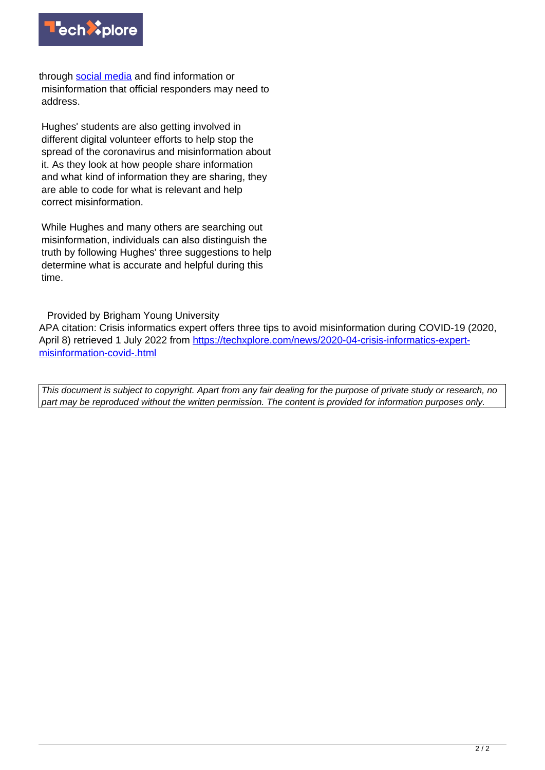through [social media](https://techxplore.com/tags/social+media/) and find information or misinformation that official responders may need to address.

Hughes' students are also getting involved in different digital volunteer efforts to help stop the spread of the coronavirus and misinformation about it. As they look at how people share information and what kind of information they are sharing, they are able to code for what is relevant and help correct misinformation.

While Hughes and many others are searching out misinformation, individuals can also distinguish the truth by following Hughes' three suggestions to help determine what is accurate and helpful during this time.

Provided by Brigham Young University

APA citation: Crisis informatics expert offers three tips to avoid misinformation during COVID-19 (2020, April 8) retrieved 1 July 2022 from [https://techxplore.com/news/2020-04-crisis-informatics-expert-misinformation-covid-.html](https://techxplore.com/news/2020-04-crisis-informatics-expert-misinformation-covid-.html)

*This document is subject to copyright. Apart from any fair dealing for the purpose of private study or research, no part may be reproduced without the written permission. The content is provided for information purposes only.*